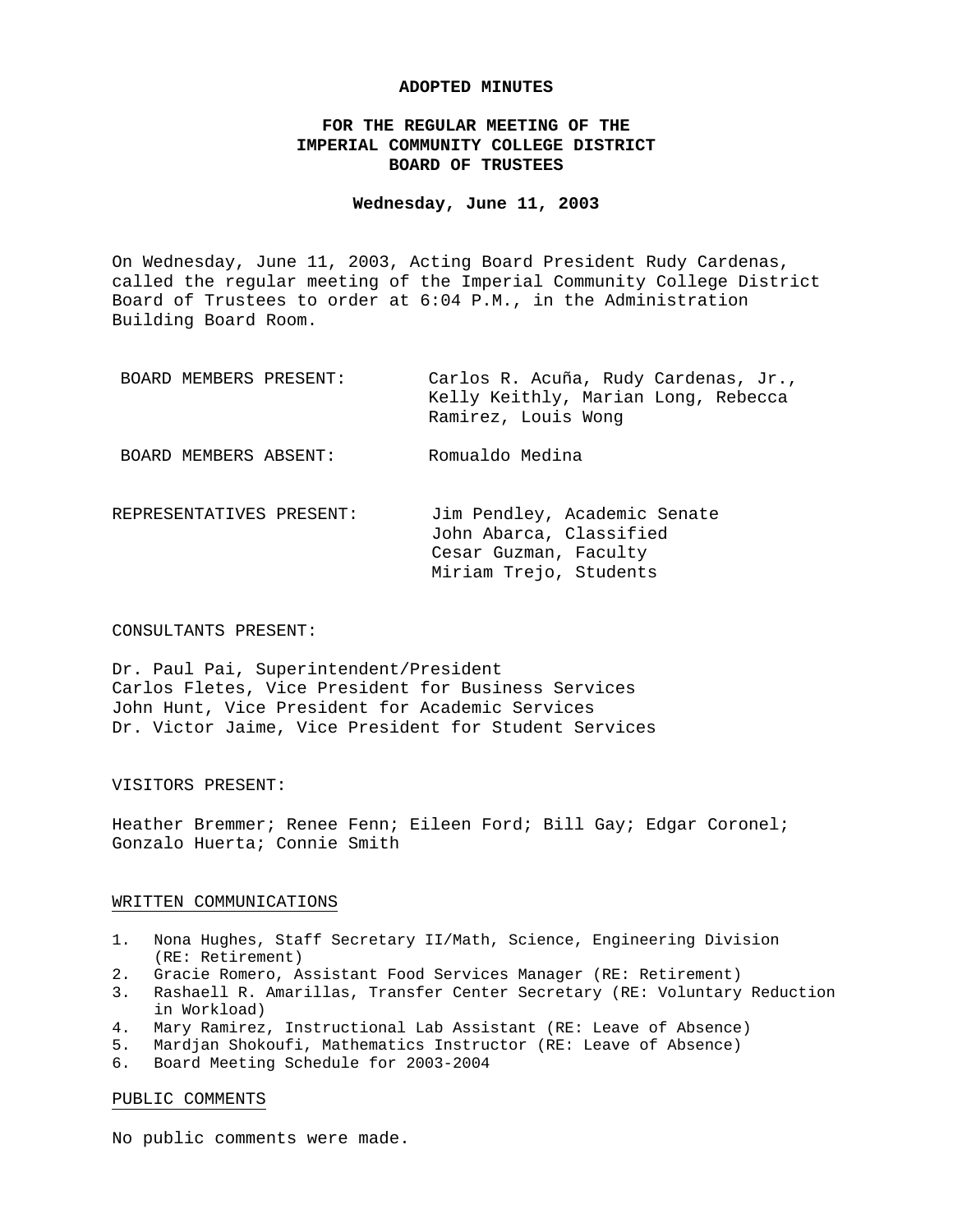**ADOPTED MINUTES**

**FOR THE REGULAR MEETING OF THE IMPERIAL COMMUNITY COLLEGE DISTRICT BOARD OF TRUSTEES**

**Wednesday, June 11, 2003**

On Wednesday, June 11, 2003, Acting Board President Rudy Cardenas, called the regular meeting of the Imperial Community College District Board of Trustees to order at 6:04 P.M., in the Administration Building Board Room.

| | |
|---|---|
| BOARD MEMBERS PRESENT: | Carlos R. Acuña, Rudy Cardenas, Jr., Kelly Keithly, Marian Long, Rebecca Ramirez, Louis Wong |
| BOARD MEMBERS ABSENT: | Romualdo Medina |
| REPRESENTATIVES PRESENT: | Jim Pendley, Academic Senate<br>John Abarca, Classified<br>Cesar Guzman, Faculty<br>Miriam Trejo, Students |

CONSULTANTS PRESENT:

Dr. Paul Pai, Superintendent/President
Carlos Fletes, Vice President for Business Services
John Hunt, Vice President for Academic Services
Dr. Victor Jaime, Vice President for Student Services

VISITORS PRESENT:

Heather Bremmer; Renee Fenn; Eileen Ford; Bill Gay; Edgar Coronel; Gonzalo Huerta; Connie Smith

WRITTEN COMMUNICATIONS

1. Nona Hughes, Staff Secretary II/Math, Science, Engineering Division (RE: Retirement)
2. Gracie Romero, Assistant Food Services Manager (RE: Retirement)
3. Rashaell R. Amarillas, Transfer Center Secretary (RE: Voluntary Reduction in Workload)
4. Mary Ramirez, Instructional Lab Assistant (RE: Leave of Absence)
5. Mardjan Shokoufi, Mathematics Instructor (RE: Leave of Absence)
6. Board Meeting Schedule for 2003-2004

PUBLIC COMMENTS

No public comments were made.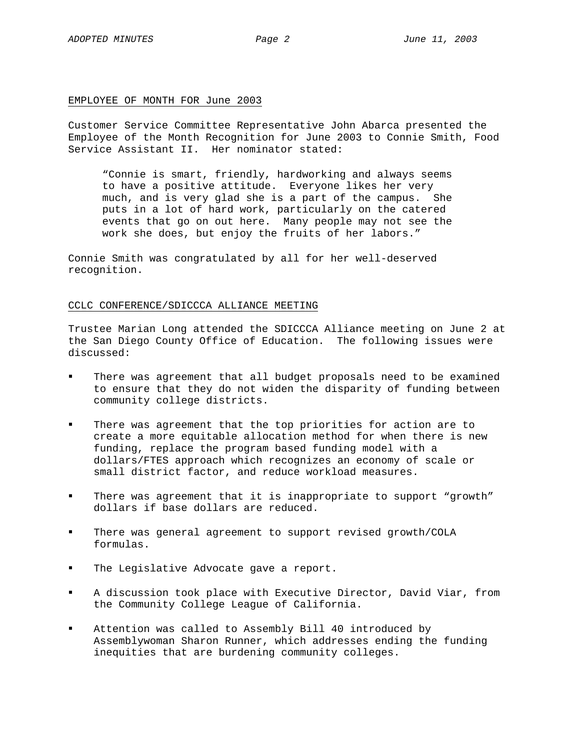## EMPLOYEE OF MONTH FOR June 2003

Customer Service Committee Representative John Abarca presented the Employee of the Month Recognition for June 2003 to Connie Smith, Food Service Assistant II. Her nominator stated:

> "Connie is smart, friendly, hardworking and always seems to have a positive attitude. Everyone likes her very much, and is very glad she is a part of the campus. She puts in a lot of hard work, particularly on the catered events that go on out here. Many people may not see the work she does, but enjoy the fruits of her labors."

Connie Smith was congratulated by all for her well-deserved recognition.

## CCLC CONFERENCE/SDICCCA ALLIANCE MEETING

Trustee Marian Long attended the SDICCCA Alliance meeting on June 2 at the San Diego County Office of Education. The following issues were discussed:

- There was agreement that all budget proposals need to be examined to ensure that they do not widen the disparity of funding between community college districts.
- There was agreement that the top priorities for action are to create a more equitable allocation method for when there is new funding, replace the program based funding model with a dollars/FTES approach which recognizes an economy of scale or small district factor, and reduce workload measures.
- There was agreement that it is inappropriate to support "growth" dollars if base dollars are reduced.
- There was general agreement to support revised growth/COLA formulas.
- The Legislative Advocate gave a report.
- A discussion took place with Executive Director, David Viar, from the Community College League of California.
- Attention was called to Assembly Bill 40 introduced by Assemblywoman Sharon Runner, which addresses ending the funding inequities that are burdening community colleges.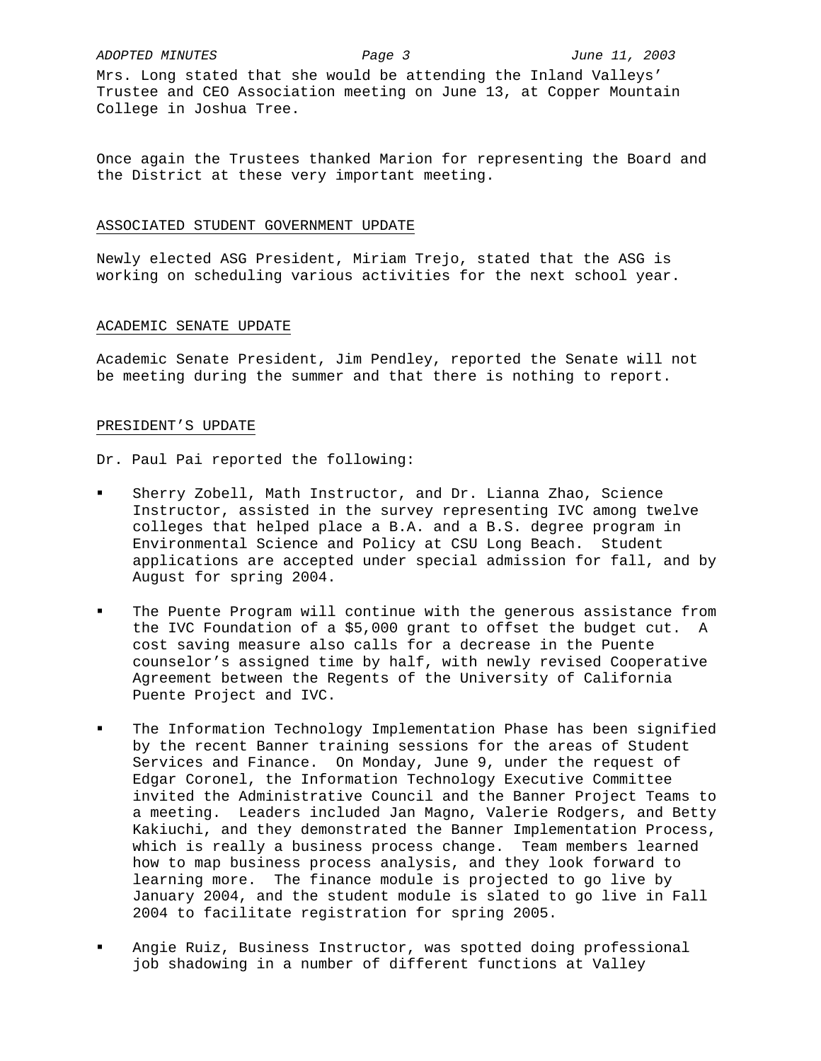Mrs. Long stated that she would be attending the Inland Valleys' Trustee and CEO Association meeting on June 13, at Copper Mountain College in Joshua Tree.

Once again the Trustees thanked Marion for representing the Board and the District at these very important meeting.

## ASSOCIATED STUDENT GOVERNMENT UPDATE

Newly elected ASG President, Miriam Trejo, stated that the ASG is working on scheduling various activities for the next school year.

## ACADEMIC SENATE UPDATE

Academic Senate President, Jim Pendley, reported the Senate will not be meeting during the summer and that there is nothing to report.

## PRESIDENT'S UPDATE

Dr. Paul Pai reported the following:

- Sherry Zobell, Math Instructor, and Dr. Lianna Zhao, Science Instructor, assisted in the survey representing IVC among twelve colleges that helped place a B.A. and a B.S. degree program in Environmental Science and Policy at CSU Long Beach. Student applications are accepted under special admission for fall, and by August for spring 2004.

- The Puente Program will continue with the generous assistance from the IVC Foundation of a $5,000 grant to offset the budget cut. A cost saving measure also calls for a decrease in the Puente counselor's assigned time by half, with newly revised Cooperative Agreement between the Regents of the University of California Puente Project and IVC.

- The Information Technology Implementation Phase has been signified by the recent Banner training sessions for the areas of Student Services and Finance. On Monday, June 9, under the request of Edgar Coronel, the Information Technology Executive Committee invited the Administrative Council and the Banner Project Teams to a meeting. Leaders included Jan Magno, Valerie Rodgers, and Betty Kakiuchi, and they demonstrated the Banner Implementation Process, which is really a business process change. Team members learned how to map business process analysis, and they look forward to learning more. The finance module is projected to go live by January 2004, and the student module is slated to go live in Fall 2004 to facilitate registration for spring 2005.

- Angie Ruiz, Business Instructor, was spotted doing professional job shadowing in a number of different functions at Valley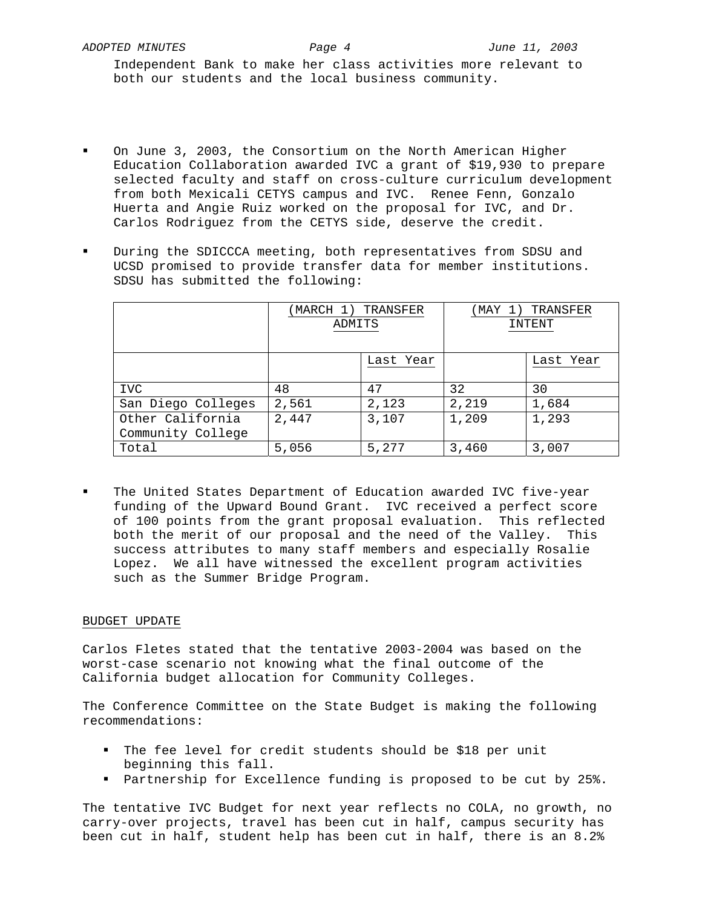Independent Bank to make her class activities more relevant to both our students and the local business community.

- On June 3, 2003, the Consortium on the North American Higher Education Collaboration awarded IVC a grant of $19,930 to prepare selected faculty and staff on cross-culture curriculum development from both Mexicali CETYS campus and IVC. Renee Fenn, Gonzalo Huerta and Angie Ruiz worked on the proposal for IVC, and Dr. Carlos Rodriguez from the CETYS side, deserve the credit.

- During the SDICCCA meeting, both representatives from SDSU and UCSD promised to provide transfer data for member institutions. SDSU has submitted the following:

| | (MARCH 1) TRANSFER ADMITS | | (MAY 1) TRANSFER INTENT | |
|---|---|---|---|---|
| | | Last Year | | Last Year |
| IVC | 48 | 47 | 32 | 30 |
| San Diego Colleges | 2,561 | 2,123 | 2,219 | 1,684 |
| Other California Community College | 2,447 | 3,107 | 1,209 | 1,293 |
| Total | 5,056 | 5,277 | 3,460 | 3,007 |

- The United States Department of Education awarded IVC five-year funding of the Upward Bound Grant. IVC received a perfect score of 100 points from the grant proposal evaluation. This reflected both the merit of our proposal and the need of the Valley. This success attributes to many staff members and especially Rosalie Lopez. We all have witnessed the excellent program activities such as the Summer Bridge Program.

## BUDGET UPDATE

Carlos Fletes stated that the tentative 2003-2004 was based on the worst-case scenario not knowing what the final outcome of the California budget allocation for Community Colleges.

The Conference Committee on the State Budget is making the following recommendations:

- The fee level for credit students should be $18 per unit beginning this fall.
- Partnership for Excellence funding is proposed to be cut by 25%.

The tentative IVC Budget for next year reflects no COLA, no growth, no carry-over projects, travel has been cut in half, campus security has been cut in half, student help has been cut in half, there is an 8.2%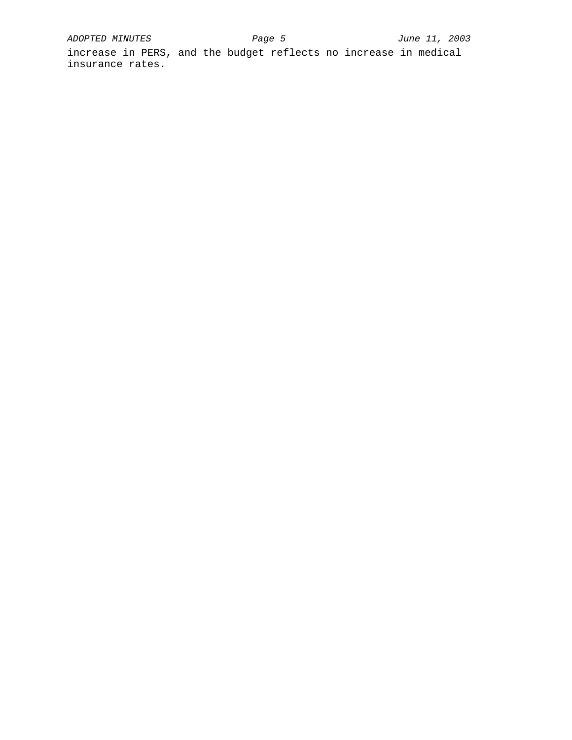increase in PERS, and the budget reflects no increase in medical insurance rates.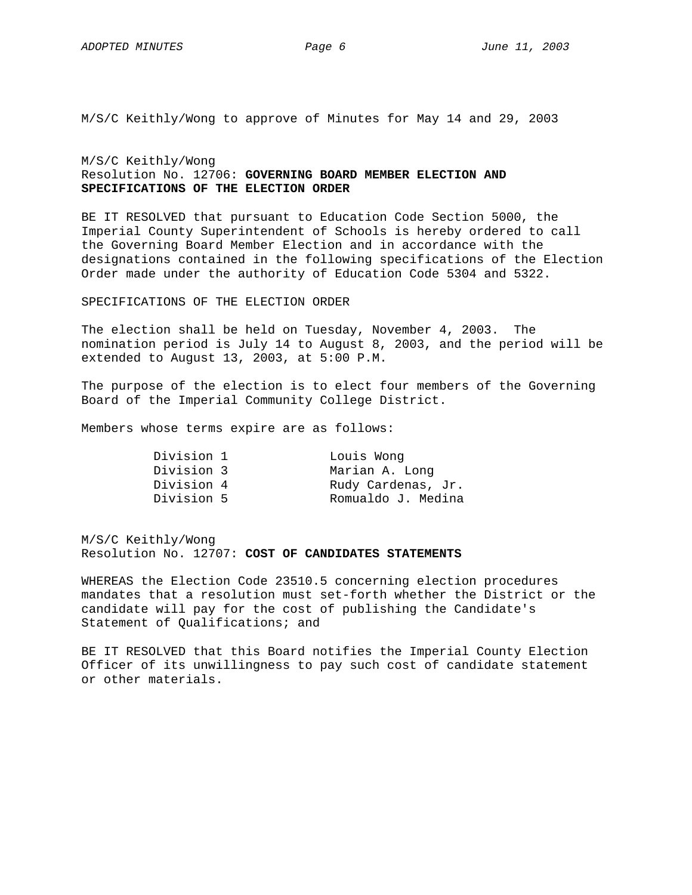M/S/C Keithly/Wong to approve of Minutes for May 14 and 29, 2003

M/S/C Keithly/Wong
Resolution No. 12706: **GOVERNING BOARD MEMBER ELECTION AND SPECIFICATIONS OF THE ELECTION ORDER**

BE IT RESOLVED that pursuant to Education Code Section 5000, the Imperial County Superintendent of Schools is hereby ordered to call the Governing Board Member Election and in accordance with the designations contained in the following specifications of the Election Order made under the authority of Education Code 5304 and 5322.

SPECIFICATIONS OF THE ELECTION ORDER

The election shall be held on Tuesday, November 4, 2003. The nomination period is July 14 to August 8, 2003, and the period will be extended to August 13, 2003, at 5:00 P.M.

The purpose of the election is to elect four members of the Governing Board of the Imperial Community College District.

Members whose terms expire are as follows:

| | |
|---|---|
| Division 1 | Louis Wong |
| Division 3 | Marian A. Long |
| Division 4 | Rudy Cardenas, Jr. |
| Division 5 | Romualdo J. Medina |

M/S/C Keithly/Wong
Resolution No. 12707: **COST OF CANDIDATES STATEMENTS**

WHEREAS the Election Code 23510.5 concerning election procedures mandates that a resolution must set-forth whether the District or the candidate will pay for the cost of publishing the Candidate's Statement of Qualifications; and

BE IT RESOLVED that this Board notifies the Imperial County Election Officer of its unwillingness to pay such cost of candidate statement or other materials.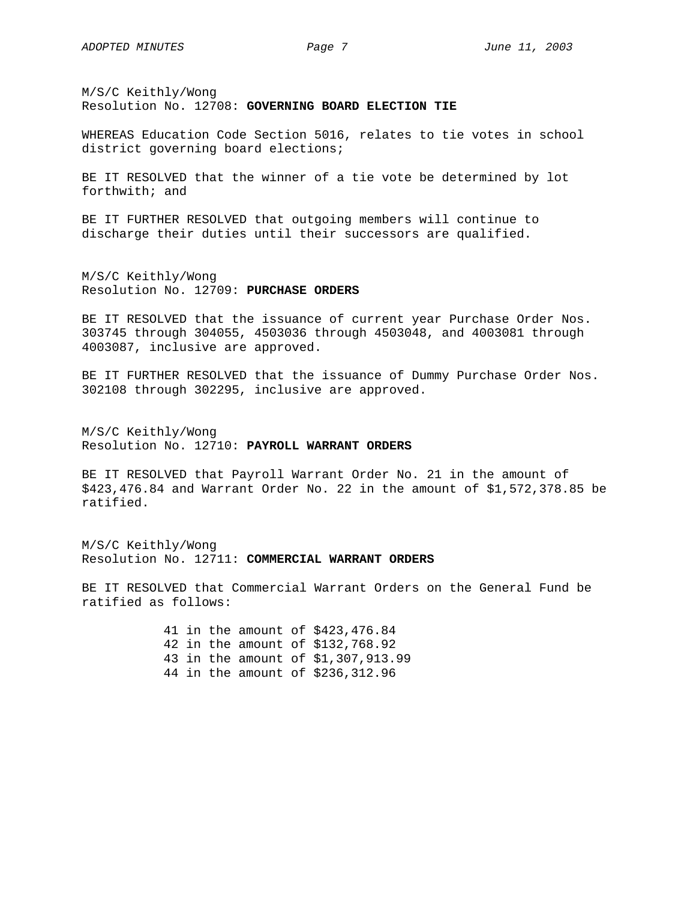M/S/C Keithly/Wong
Resolution No. 12708: **GOVERNING BOARD ELECTION TIE**

WHEREAS Education Code Section 5016, relates to tie votes in school district governing board elections;

BE IT RESOLVED that the winner of a tie vote be determined by lot forthwith; and

BE IT FURTHER RESOLVED that outgoing members will continue to discharge their duties until their successors are qualified.

M/S/C Keithly/Wong
Resolution No. 12709: **PURCHASE ORDERS**

BE IT RESOLVED that the issuance of current year Purchase Order Nos. 303745 through 304055, 4503036 through 4503048, and 4003081 through 4003087, inclusive are approved.

BE IT FURTHER RESOLVED that the issuance of Dummy Purchase Order Nos. 302108 through 302295, inclusive are approved.

M/S/C Keithly/Wong
Resolution No. 12710: **PAYROLL WARRANT ORDERS**

BE IT RESOLVED that Payroll Warrant Order No. 21 in the amount of $423,476.84 and Warrant Order No. 22 in the amount of $1,572,378.85 be ratified.

M/S/C Keithly/Wong
Resolution No. 12711: **COMMERCIAL WARRANT ORDERS**

BE IT RESOLVED that Commercial Warrant Orders on the General Fund be ratified as follows:

41 in the amount of $423,476.84
42 in the amount of $132,768.92
43 in the amount of $1,307,913.99
44 in the amount of $236,312.96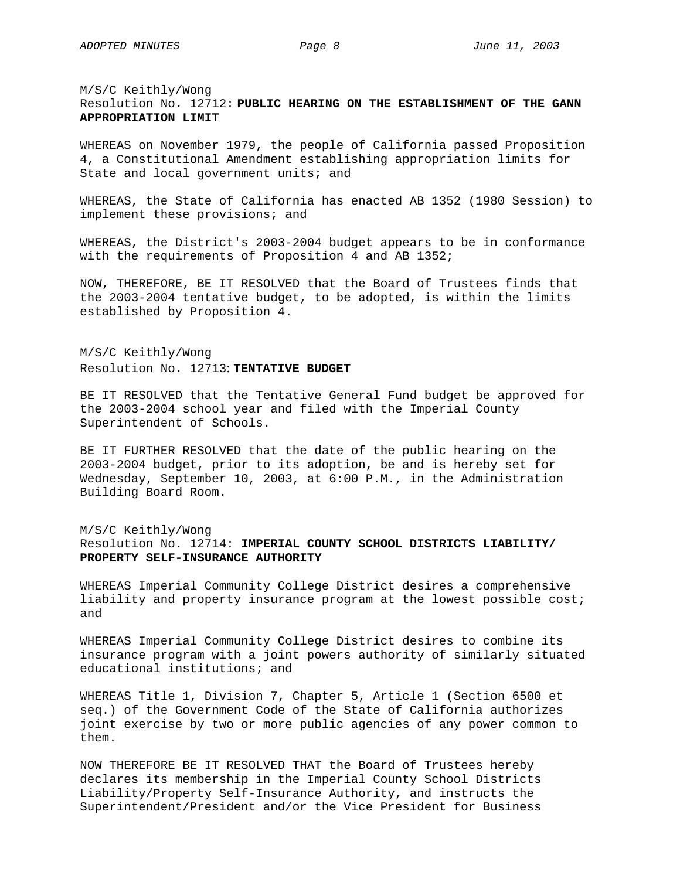M/S/C Keithly/Wong
Resolution No. 12712: **PUBLIC HEARING ON THE ESTABLISHMENT OF THE GANN APPROPRIATION LIMIT**

WHEREAS on November 1979, the people of California passed Proposition 4, a Constitutional Amendment establishing appropriation limits for State and local government units; and

WHEREAS, the State of California has enacted AB 1352 (1980 Session) to implement these provisions; and

WHEREAS, the District's 2003-2004 budget appears to be in conformance with the requirements of Proposition 4 and AB 1352;

NOW, THEREFORE, BE IT RESOLVED that the Board of Trustees finds that the 2003-2004 tentative budget, to be adopted, is within the limits established by Proposition 4.

M/S/C Keithly/Wong
Resolution No. 12713: **TENTATIVE BUDGET**

BE IT RESOLVED that the Tentative General Fund budget be approved for the 2003-2004 school year and filed with the Imperial County Superintendent of Schools.

BE IT FURTHER RESOLVED that the date of the public hearing on the 2003-2004 budget, prior to its adoption, be and is hereby set for Wednesday, September 10, 2003, at 6:00 P.M., in the Administration Building Board Room.

M/S/C Keithly/Wong
Resolution No. 12714: **IMPERIAL COUNTY SCHOOL DISTRICTS LIABILITY/ PROPERTY SELF-INSURANCE AUTHORITY**

WHEREAS Imperial Community College District desires a comprehensive liability and property insurance program at the lowest possible cost; and

WHEREAS Imperial Community College District desires to combine its insurance program with a joint powers authority of similarly situated educational institutions; and

WHEREAS Title 1, Division 7, Chapter 5, Article 1 (Section 6500 et seq.) of the Government Code of the State of California authorizes joint exercise by two or more public agencies of any power common to them.

NOW THEREFORE BE IT RESOLVED THAT the Board of Trustees hereby declares its membership in the Imperial County School Districts Liability/Property Self-Insurance Authority, and instructs the Superintendent/President and/or the Vice President for Business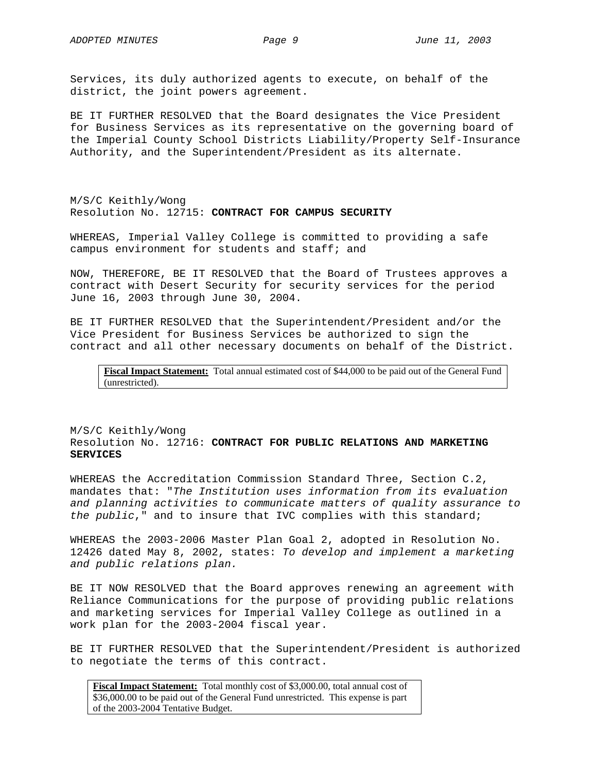Services, its duly authorized agents to execute, on behalf of the district, the joint powers agreement.

BE IT FURTHER RESOLVED that the Board designates the Vice President for Business Services as its representative on the governing board of the Imperial County School Districts Liability/Property Self-Insurance Authority, and the Superintendent/President as its alternate.

M/S/C Keithly/Wong
Resolution No. 12715: **CONTRACT FOR CAMPUS SECURITY**

WHEREAS, Imperial Valley College is committed to providing a safe campus environment for students and staff; and

NOW, THEREFORE, BE IT RESOLVED that the Board of Trustees approves a contract with Desert Security for security services for the period June 16, 2003 through June 30, 2004.

BE IT FURTHER RESOLVED that the Superintendent/President and/or the Vice President for Business Services be authorized to sign the contract and all other necessary documents on behalf of the District.

**Fiscal Impact Statement:** Total annual estimated cost of $44,000 to be paid out of the General Fund (unrestricted).

M/S/C Keithly/Wong
Resolution No. 12716: **CONTRACT FOR PUBLIC RELATIONS AND MARKETING SERVICES**

WHEREAS the Accreditation Commission Standard Three, Section C.2, mandates that: "*The Institution uses information from its evaluation and planning activities to communicate matters of quality assurance to the public*," and to insure that IVC complies with this standard;

WHEREAS the 2003-2006 Master Plan Goal 2, adopted in Resolution No. 12426 dated May 8, 2002, states: *To develop and implement a marketing and public relations plan.*

BE IT NOW RESOLVED that the Board approves renewing an agreement with Reliance Communications for the purpose of providing public relations and marketing services for Imperial Valley College as outlined in a work plan for the 2003-2004 fiscal year.

BE IT FURTHER RESOLVED that the Superintendent/President is authorized to negotiate the terms of this contract.

**Fiscal Impact Statement:** Total monthly cost of $3,000.00, total annual cost of $36,000.00 to be paid out of the General Fund unrestricted. This expense is part of the 2003-2004 Tentative Budget.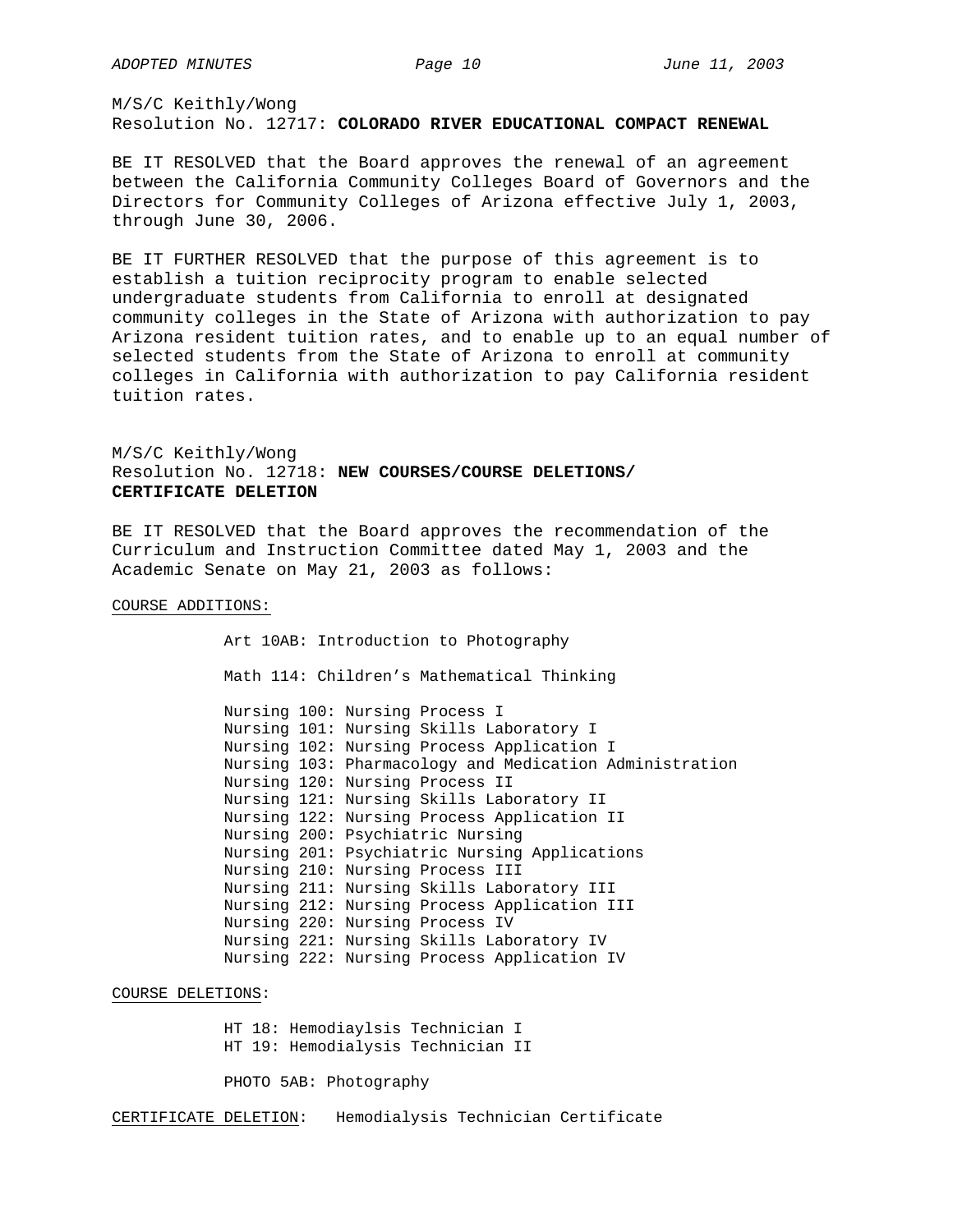M/S/C Keithly/Wong
Resolution No. 12717: **COLORADO RIVER EDUCATIONAL COMPACT RENEWAL**

BE IT RESOLVED that the Board approves the renewal of an agreement between the California Community Colleges Board of Governors and the Directors for Community Colleges of Arizona effective July 1, 2003, through June 30, 2006.

BE IT FURTHER RESOLVED that the purpose of this agreement is to establish a tuition reciprocity program to enable selected undergraduate students from California to enroll at designated community colleges in the State of Arizona with authorization to pay Arizona resident tuition rates, and to enable up to an equal number of selected students from the State of Arizona to enroll at community colleges in California with authorization to pay California resident tuition rates.

M/S/C Keithly/Wong
Resolution No. 12718: **NEW COURSES/COURSE DELETIONS/ CERTIFICATE DELETION**

BE IT RESOLVED that the Board approves the recommendation of the Curriculum and Instruction Committee dated May 1, 2003 and the Academic Senate on May 21, 2003 as follows:

COURSE ADDITIONS:

Art 10AB: Introduction to Photography

Math 114: Children's Mathematical Thinking

Nursing 100: Nursing Process I
Nursing 101: Nursing Skills Laboratory I
Nursing 102: Nursing Process Application I
Nursing 103: Pharmacology and Medication Administration
Nursing 120: Nursing Process II
Nursing 121: Nursing Skills Laboratory II
Nursing 122: Nursing Process Application II
Nursing 200: Psychiatric Nursing
Nursing 201: Psychiatric Nursing Applications
Nursing 210: Nursing Process III
Nursing 211: Nursing Skills Laboratory III
Nursing 212: Nursing Process Application III
Nursing 220: Nursing Process IV
Nursing 221: Nursing Skills Laboratory IV
Nursing 222: Nursing Process Application IV

COURSE DELETIONS:

HT 18: Hemodiaylsis Technician I
HT 19: Hemodialysis Technician II

PHOTO 5AB: Photography

CERTIFICATE DELETION: Hemodialysis Technician Certificate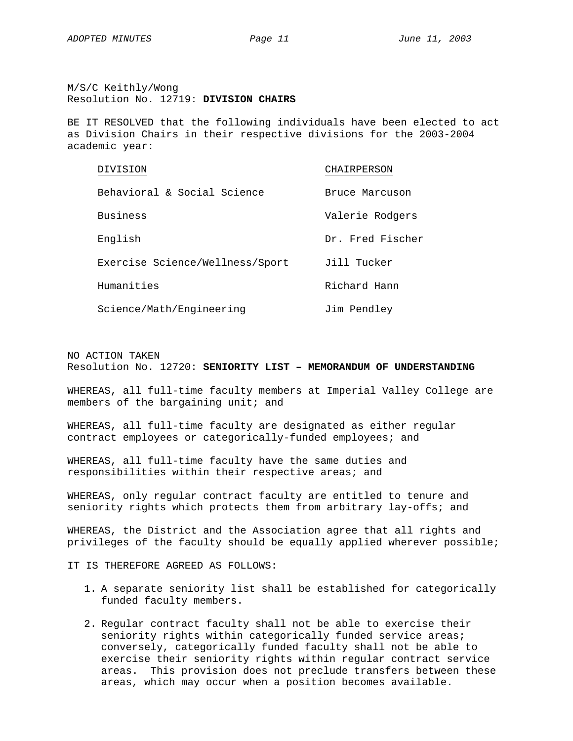M/S/C Keithly/Wong
Resolution No. 12719: **DIVISION CHAIRS**

BE IT RESOLVED that the following individuals have been elected to act as Division Chairs in their respective divisions for the 2003-2004 academic year:

| DIVISION | CHAIRPERSON |
|---|---|
| Behavioral & Social Science | Bruce Marcuson |
| Business | Valerie Rodgers |
| English | Dr. Fred Fischer |
| Exercise Science/Wellness/Sport | Jill Tucker |
| Humanities | Richard Hann |
| Science/Math/Engineering | Jim Pendley |

NO ACTION TAKEN
Resolution No. 12720: **SENIORITY LIST – MEMORANDUM OF UNDERSTANDING**

WHEREAS, all full-time faculty members at Imperial Valley College are members of the bargaining unit; and

WHEREAS, all full-time faculty are designated as either regular contract employees or categorically-funded employees; and

WHEREAS, all full-time faculty have the same duties and responsibilities within their respective areas; and

WHEREAS, only regular contract faculty are entitled to tenure and seniority rights which protects them from arbitrary lay-offs; and

WHEREAS, the District and the Association agree that all rights and privileges of the faculty should be equally applied wherever possible;

IT IS THEREFORE AGREED AS FOLLOWS:

1. A separate seniority list shall be established for categorically funded faculty members.
2. Regular contract faculty shall not be able to exercise their seniority rights within categorically funded service areas; conversely, categorically funded faculty shall not be able to exercise their seniority rights within regular contract service areas. This provision does not preclude transfers between these areas, which may occur when a position becomes available.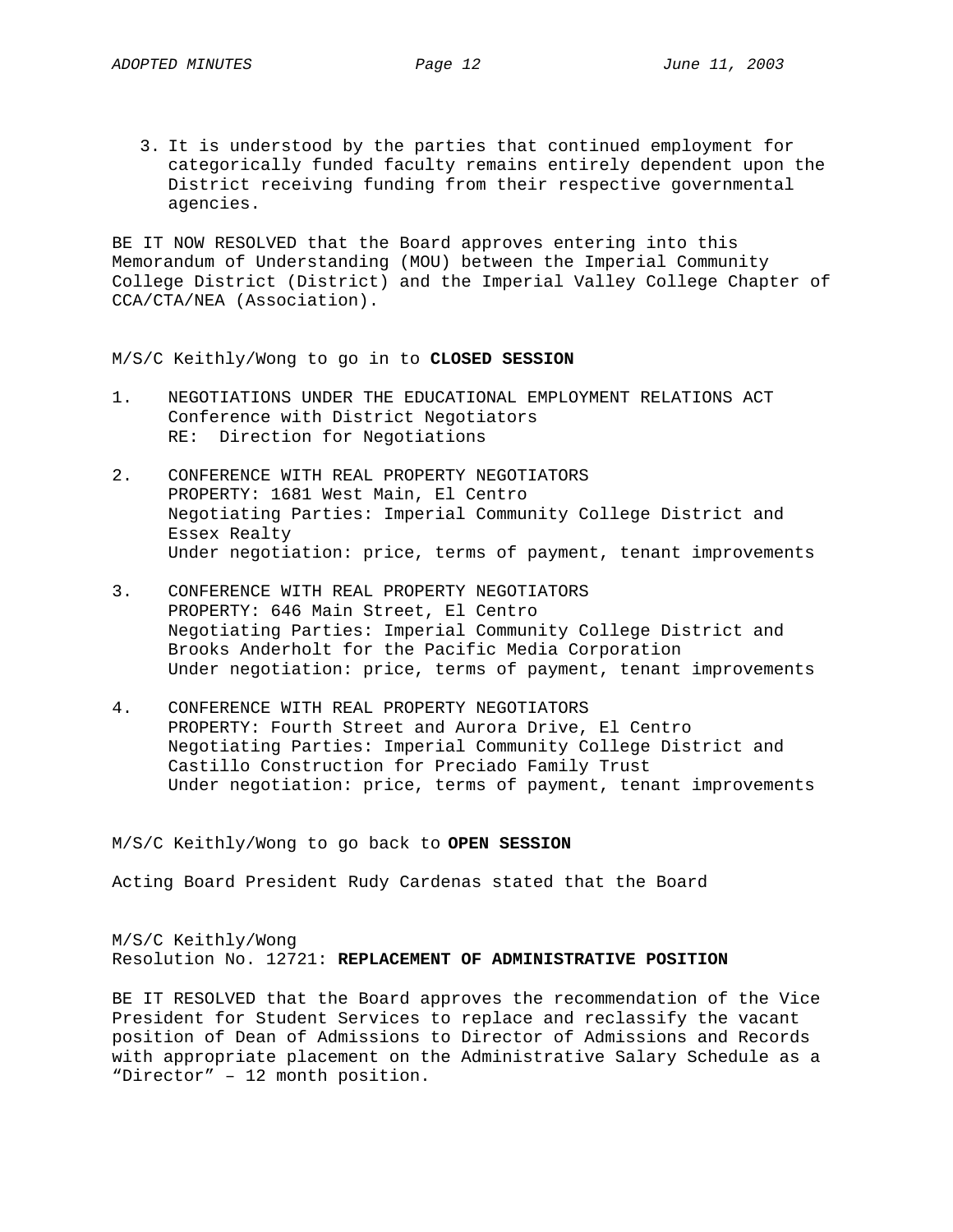3. It is understood by the parties that continued employment for categorically funded faculty remains entirely dependent upon the District receiving funding from their respective governmental agencies.

BE IT NOW RESOLVED that the Board approves entering into this Memorandum of Understanding (MOU) between the Imperial Community College District (District) and the Imperial Valley College Chapter of CCA/CTA/NEA (Association).

M/S/C Keithly/Wong to go in to **CLOSED SESSION**

1. NEGOTIATIONS UNDER THE EDUCATIONAL EMPLOYMENT RELATIONS ACT
   Conference with District Negotiators
   RE: Direction for Negotiations

2. CONFERENCE WITH REAL PROPERTY NEGOTIATORS
   PROPERTY: 1681 West Main, El Centro
   Negotiating Parties: Imperial Community College District and Essex Realty
   Under negotiation: price, terms of payment, tenant improvements

3. CONFERENCE WITH REAL PROPERTY NEGOTIATORS
   PROPERTY: 646 Main Street, El Centro
   Negotiating Parties: Imperial Community College District and Brooks Anderholt for the Pacific Media Corporation
   Under negotiation: price, terms of payment, tenant improvements

4. CONFERENCE WITH REAL PROPERTY NEGOTIATORS
   PROPERTY: Fourth Street and Aurora Drive, El Centro
   Negotiating Parties: Imperial Community College District and Castillo Construction for Preciado Family Trust
   Under negotiation: price, terms of payment, tenant improvements

M/S/C Keithly/Wong to go back to **OPEN SESSION**

Acting Board President Rudy Cardenas stated that the Board

M/S/C Keithly/Wong
Resolution No. 12721: **REPLACEMENT OF ADMINISTRATIVE POSITION**

BE IT RESOLVED that the Board approves the recommendation of the Vice President for Student Services to replace and reclassify the vacant position of Dean of Admissions to Director of Admissions and Records with appropriate placement on the Administrative Salary Schedule as a "Director" – 12 month position.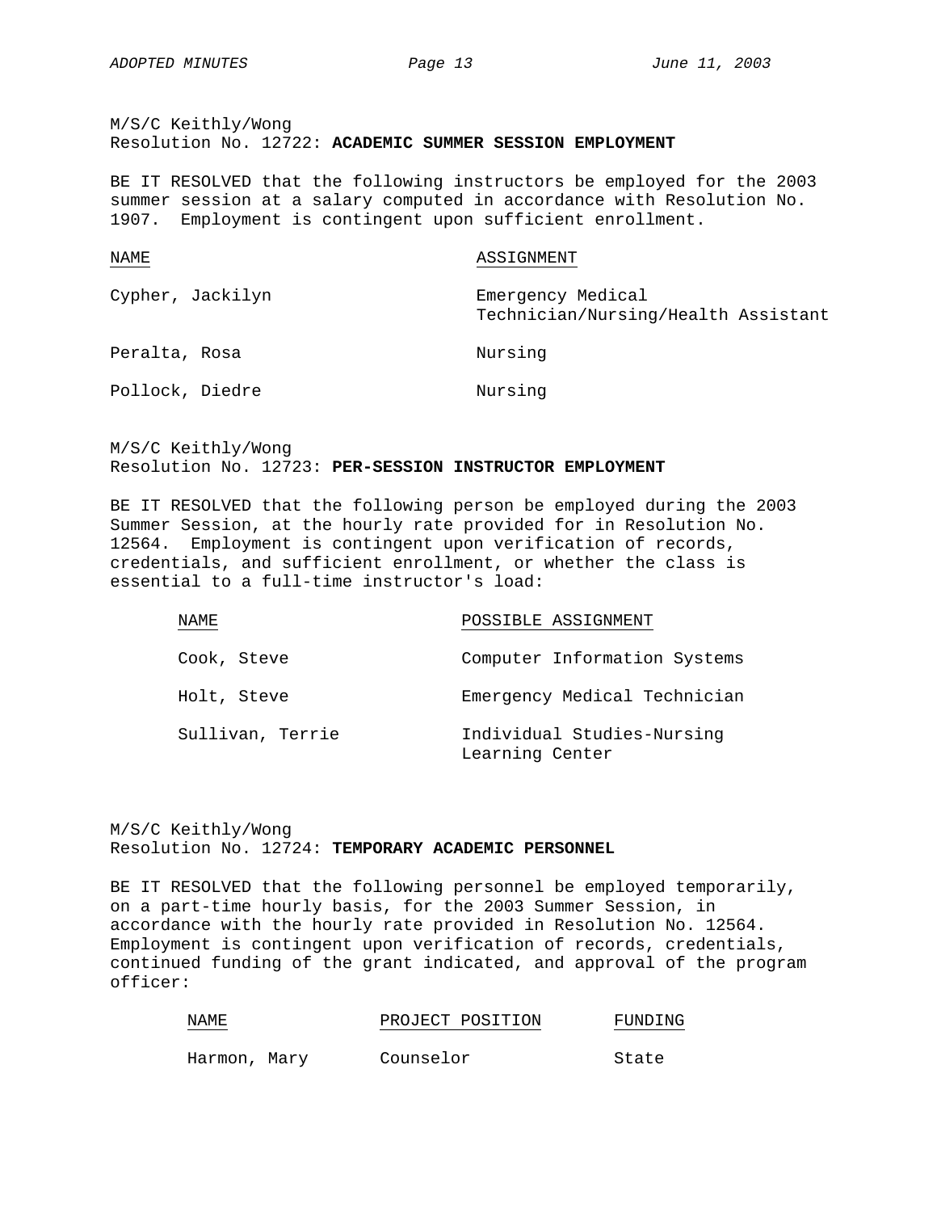M/S/C Keithly/Wong
Resolution No. 12722: **ACADEMIC SUMMER SESSION EMPLOYMENT**

BE IT RESOLVED that the following instructors be employed for the 2003 summer session at a salary computed in accordance with Resolution No. 1907. Employment is contingent upon sufficient enrollment.

| NAME | ASSIGNMENT |
| --- | --- |
| Cypher, Jackilyn | Emergency Medical Technician/Nursing/Health Assistant |
| Peralta, Rosa | Nursing |
| Pollock, Diedre | Nursing |

M/S/C Keithly/Wong
Resolution No. 12723: **PER-SESSION INSTRUCTOR EMPLOYMENT**

BE IT RESOLVED that the following person be employed during the 2003 Summer Session, at the hourly rate provided for in Resolution No. 12564. Employment is contingent upon verification of records, credentials, and sufficient enrollment, or whether the class is essential to a full-time instructor's load:

| NAME | POSSIBLE ASSIGNMENT |
| --- | --- |
| Cook, Steve | Computer Information Systems |
| Holt, Steve | Emergency Medical Technician |
| Sullivan, Terrie | Individual Studies-Nursing Learning Center |

M/S/C Keithly/Wong
Resolution No. 12724: **TEMPORARY ACADEMIC PERSONNEL**

BE IT RESOLVED that the following personnel be employed temporarily, on a part-time hourly basis, for the 2003 Summer Session, in accordance with the hourly rate provided in Resolution No. 12564. Employment is contingent upon verification of records, credentials, continued funding of the grant indicated, and approval of the program officer:

| NAME | PROJECT POSITION | FUNDING |
| --- | --- | --- |
| Harmon, Mary | Counselor | State |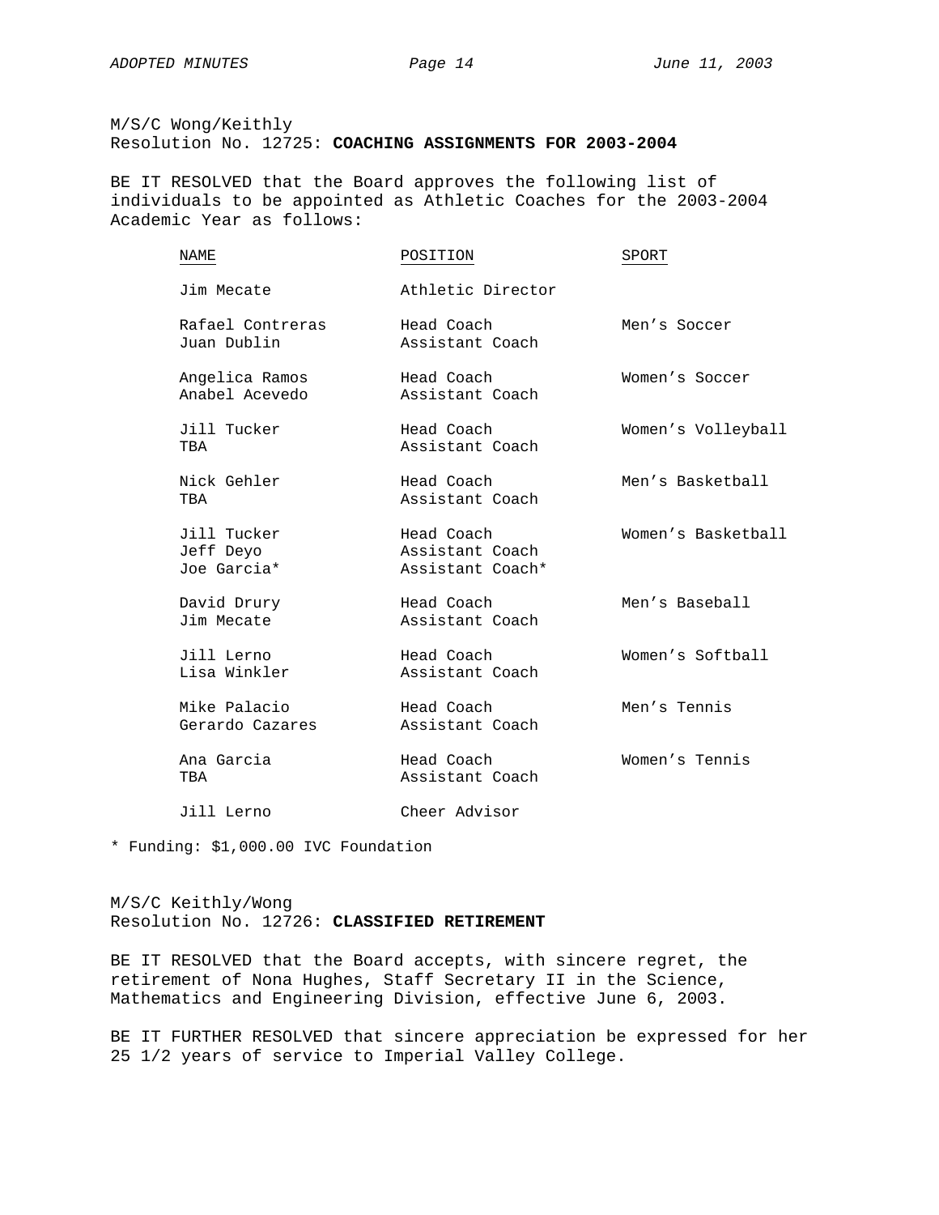M/S/C Wong/Keithly
Resolution No. 12725: **COACHING ASSIGNMENTS FOR 2003-2004**

BE IT RESOLVED that the Board approves the following list of individuals to be appointed as Athletic Coaches for the 2003-2004 Academic Year as follows:

| NAME | POSITION | SPORT |
|---|---|---|
| Jim Mecate | Athletic Director | |
| Rafael Contreras | Head Coach | Men's Soccer |
| Juan Dublin | Assistant Coach | |
| Angelica Ramos | Head Coach | Women's Soccer |
| Anabel Acevedo | Assistant Coach | |
| Jill Tucker | Head Coach | Women's Volleyball |
| TBA | Assistant Coach | |
| Nick Gehler | Head Coach | Men's Basketball |
| TBA | Assistant Coach | |
| Jill Tucker | Head Coach | Women's Basketball |
| Jeff Deyo | Assistant Coach | |
| Joe Garcia* | Assistant Coach* | |
| David Drury | Head Coach | Men's Baseball |
| Jim Mecate | Assistant Coach | |
| Jill Lerno | Head Coach | Women's Softball |
| Lisa Winkler | Assistant Coach | |
| Mike Palacio | Head Coach | Men's Tennis |
| Gerardo Cazares | Assistant Coach | |
| Ana Garcia | Head Coach | Women's Tennis |
| TBA | Assistant Coach | |
| Jill Lerno | Cheer Advisor | |

* Funding: $1,000.00 IVC Foundation

M/S/C Keithly/Wong
Resolution No. 12726: **CLASSIFIED RETIREMENT**

BE IT RESOLVED that the Board accepts, with sincere regret, the retirement of Nona Hughes, Staff Secretary II in the Science, Mathematics and Engineering Division, effective June 6, 2003.

BE IT FURTHER RESOLVED that sincere appreciation be expressed for her 25 1/2 years of service to Imperial Valley College.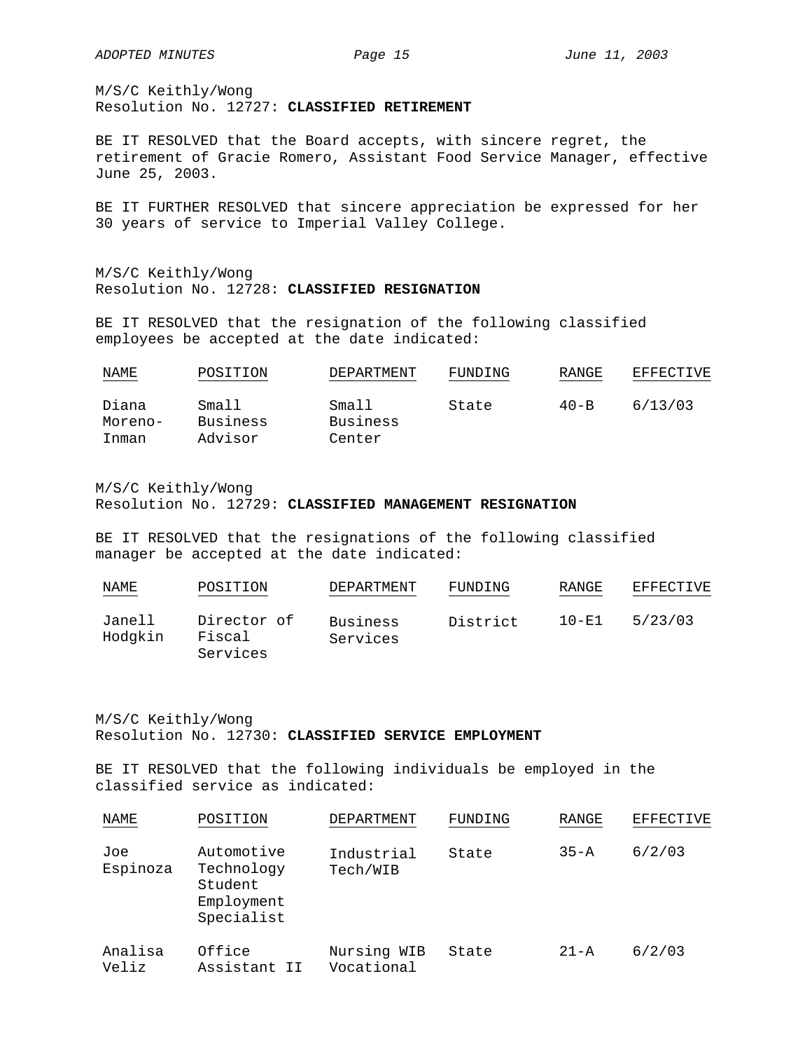M/S/C Keithly/Wong
Resolution No. 12727: **CLASSIFIED RETIREMENT**

BE IT RESOLVED that the Board accepts, with sincere regret, the retirement of Gracie Romero, Assistant Food Service Manager, effective June 25, 2003.

BE IT FURTHER RESOLVED that sincere appreciation be expressed for her 30 years of service to Imperial Valley College.

M/S/C Keithly/Wong
Resolution No. 12728: **CLASSIFIED RESIGNATION**

BE IT RESOLVED that the resignation of the following classified employees be accepted at the date indicated:

| NAME | POSITION | DEPARTMENT | FUNDING | RANGE | EFFECTIVE |
|---|---|---|---|---|---|
| Diana Moreno-Inman | Small Business Advisor | Small Business Center | State | 40-B | 6/13/03 |

M/S/C Keithly/Wong
Resolution No. 12729: **CLASSIFIED MANAGEMENT RESIGNATION**

BE IT RESOLVED that the resignations of the following classified manager be accepted at the date indicated:

| NAME | POSITION | DEPARTMENT | FUNDING | RANGE | EFFECTIVE |
|---|---|---|---|---|---|
| Janell Hodgkin | Director of Fiscal Services | Business Services | District | 10-E1 | 5/23/03 |

M/S/C Keithly/Wong
Resolution No. 12730: **CLASSIFIED SERVICE EMPLOYMENT**

BE IT RESOLVED that the following individuals be employed in the classified service as indicated:

| NAME | POSITION | DEPARTMENT | FUNDING | RANGE | EFFECTIVE |
|---|---|---|---|---|---|
| Joe Espinoza | Automotive Technology Student Employment Specialist | Industrial Tech/WIB | State | 35-A | 6/2/03 |
| Analisa Veliz | Office Assistant II | Nursing WIB Vocational | State | 21-A | 6/2/03 |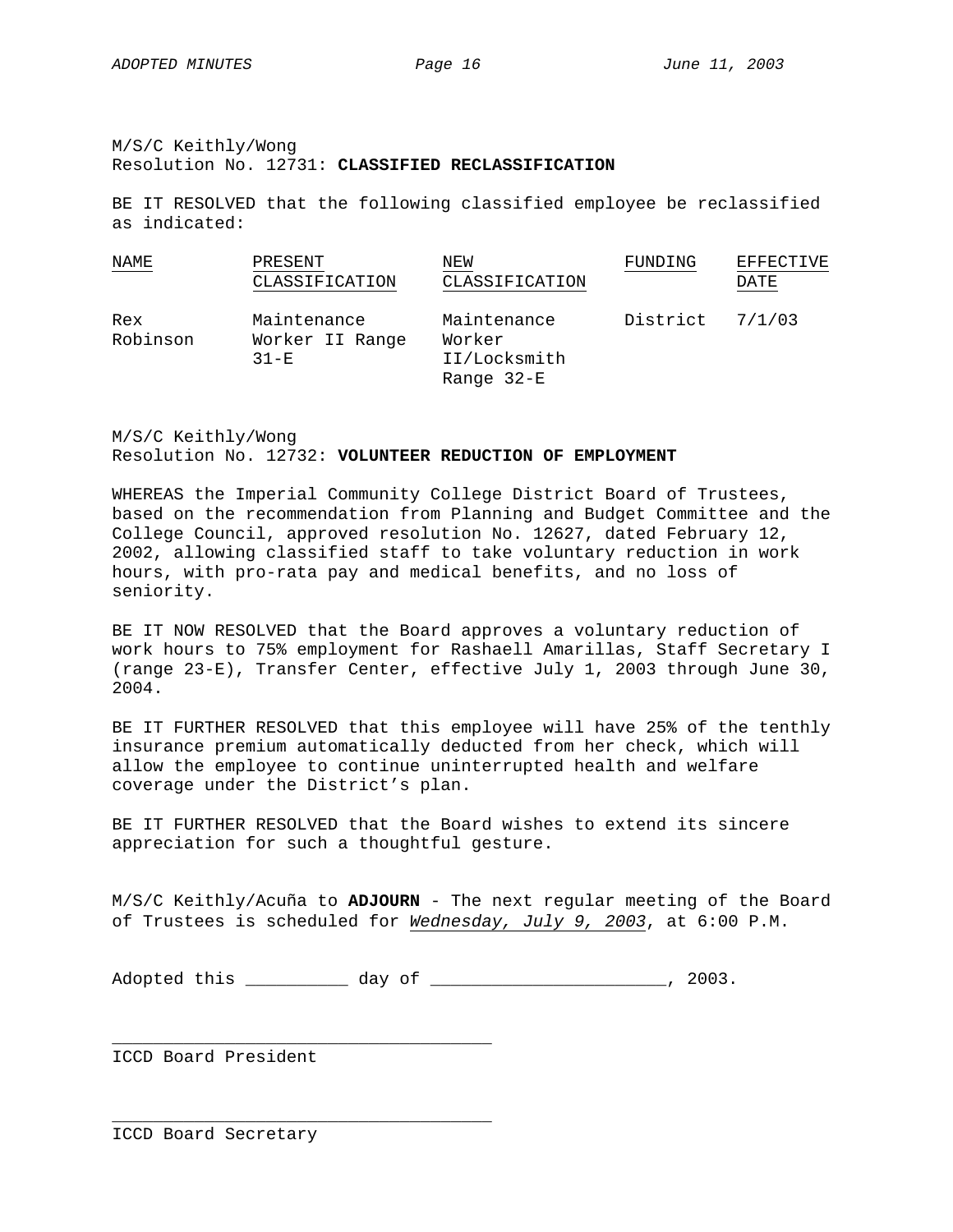M/S/C Keithly/Wong
Resolution No. 12731: **CLASSIFIED RECLASSIFICATION**

BE IT RESOLVED that the following classified employee be reclassified as indicated:

| NAME | PRESENT CLASSIFICATION | NEW CLASSIFICATION | FUNDING | EFFECTIVE DATE |
|---|---|---|---|---|
| Rex Robinson | Maintenance Worker II Range 31-E | Maintenance Worker II/Locksmith Range 32-E | District | 7/1/03 |

M/S/C Keithly/Wong
Resolution No. 12732: **VOLUNTEER REDUCTION OF EMPLOYMENT**

WHEREAS the Imperial Community College District Board of Trustees, based on the recommendation from Planning and Budget Committee and the College Council, approved resolution No. 12627, dated February 12, 2002, allowing classified staff to take voluntary reduction in work hours, with pro-rata pay and medical benefits, and no loss of seniority.

BE IT NOW RESOLVED that the Board approves a voluntary reduction of work hours to 75% employment for Rashaell Amarillas, Staff Secretary I (range 23-E), Transfer Center, effective July 1, 2003 through June 30, 2004.

BE IT FURTHER RESOLVED that this employee will have 25% of the tenthly insurance premium automatically deducted from her check, which will allow the employee to continue uninterrupted health and welfare coverage under the District's plan.

BE IT FURTHER RESOLVED that the Board wishes to extend its sincere appreciation for such a thoughtful gesture.

M/S/C Keithly/Acuña to **ADJOURN** - The next regular meeting of the Board of Trustees is scheduled for *Wednesday, July 9, 2003*, at 6:00 P.M.

Adopted this __________ day of ______________________, 2003.

____________________________________
ICCD Board President

____________________________________
ICCD Board Secretary